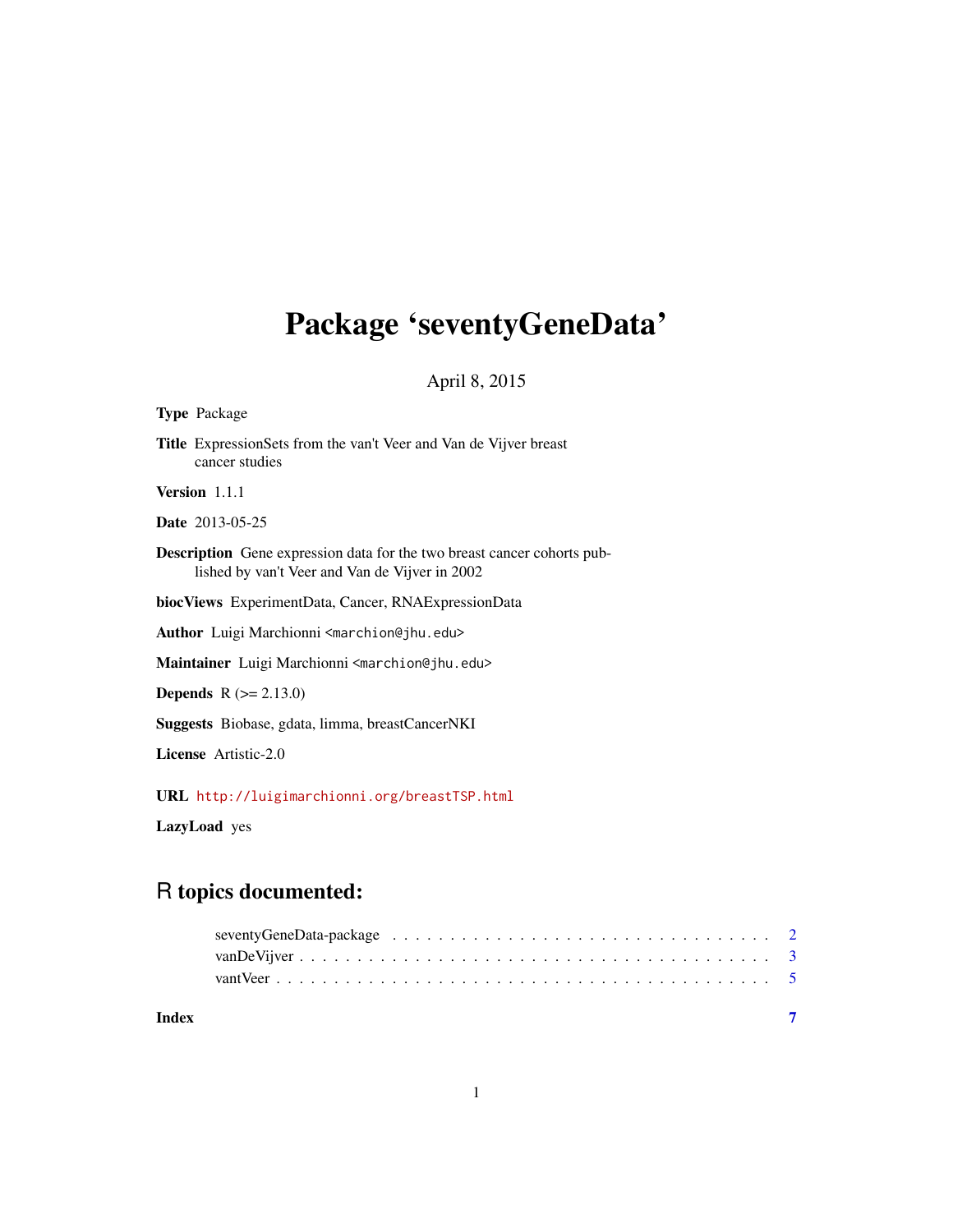# Package 'seventyGeneData'

April 8, 2015

**Type** Package

**Title** ExpressionSets from the van't Veer and Van de Vijver breast cancer studies

**Version** 1.1.1

**Date** 2013-05-25

**Description** Gene expression data for the two breast cancer cohorts published by van't Veer and Van de Vijver in 2002

**biocViews** ExperimentData, Cancer, RNAExpressionData

**Author** Luigi Marchionni <marchion@jhu.edu>

**Maintainer** Luigi Marchionni <marchion@jhu.edu>

**Depends** R (>= 2.13.0)

**Suggests** Biobase, gdata, limma, breastCancerNKI

**License** Artistic-2.0

**URL** http://luigimarchionni.org/breastTSP.html

**LazyLoad** yes

## R topics documented:

- seventyGeneData-package . . . . . . . . . . . . . . . . . . . . . . . . . . . . . . . . . . 2
- vanDeVijver . . . . . . . . . . . . . . . . . . . . . . . . . . . . . . . . . . . . . . . . . . 3
- vantVeer . . . . . . . . . . . . . . . . . . . . . . . . . . . . . . . . . . . . . . . . . . . . 5

**Index** 7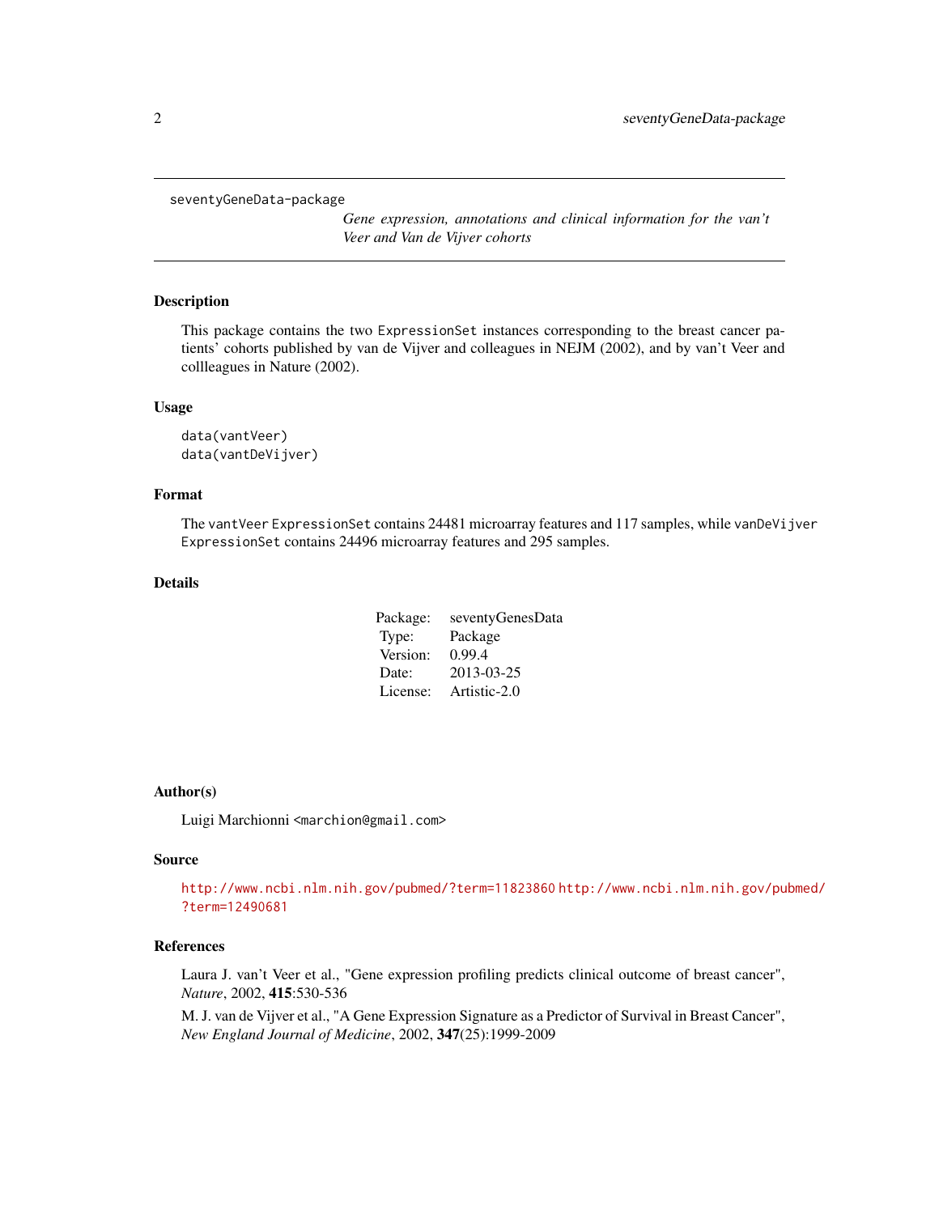seventyGeneData-package

*Gene expression, annotations and clinical information for the van't Veer and Van de Vijver cohorts*

## Description

This package contains the two `ExpressionSet` instances corresponding to the breast cancer patients' cohorts published by van de Vijver and colleagues in NEJM (2002), and by van't Veer and collleagues in Nature (2002).

## Usage

```
data(vantVeer)
data(vantDeVijver)
```

## Format

The `vantVeer` `ExpressionSet` contains 24481 microarray features and 117 samples, while `vanDeVijver` `ExpressionSet` contains 24496 microarray features and 295 samples.

## Details

| | |
|---|---|
| Package: | seventyGenesData |
| Type: | Package |
| Version: | 0.99.4 |
| Date: | 2013-03-25 |
| License: | Artistic-2.0 |

## Author(s)

Luigi Marchionni <marchion@gmail.com>

## Source

http://www.ncbi.nlm.nih.gov/pubmed/?term=11823860 http://www.ncbi.nlm.nih.gov/pubmed/?term=12490681

## References

Laura J. van't Veer et al., "Gene expression profiling predicts clinical outcome of breast cancer", *Nature*, 2002, **415**:530-536

M. J. van de Vijver et al., "A Gene Expression Signature as a Predictor of Survival in Breast Cancer", *New England Journal of Medicine*, 2002, **347**(25):1999-2009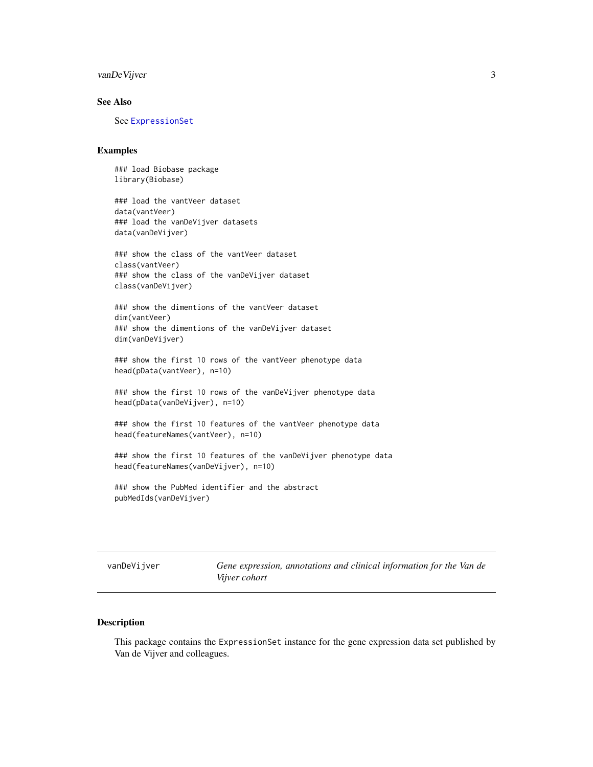## See Also

See ExpressionSet

## Examples

```
### load Biobase package
library(Biobase)

### load the vantVeer dataset
data(vantVeer)
### load the vanDeVijver datasets
data(vanDeVijver)

### show the class of the vantVeer dataset
class(vantVeer)
### show the class of the vanDeVijver dataset
class(vanDeVijver)

### show the dimentions of the vantVeer dataset
dim(vantVeer)
### show the dimentions of the vanDeVijver dataset
dim(vanDeVijver)

### show the first 10 rows of the vantVeer phenotype data
head(pData(vantVeer), n=10)

### show the first 10 rows of the vanDeVijver phenotype data
head(pData(vanDeVijver), n=10)

### show the first 10 features of the vantVeer phenotype data
head(featureNames(vantVeer), n=10)

### show the first 10 features of the vanDeVijver phenotype data
head(featureNames(vanDeVijver), n=10)

### show the PubMed identifier and the abstract
pubMedIds(vanDeVijver)
```

---

# vanDeVijver    *Gene expression, annotations and clinical information for the Van de Vijver cohort*

---

## Description

This package contains the ExpressionSet instance for the gene expression data set published by Van de Vijver and colleagues.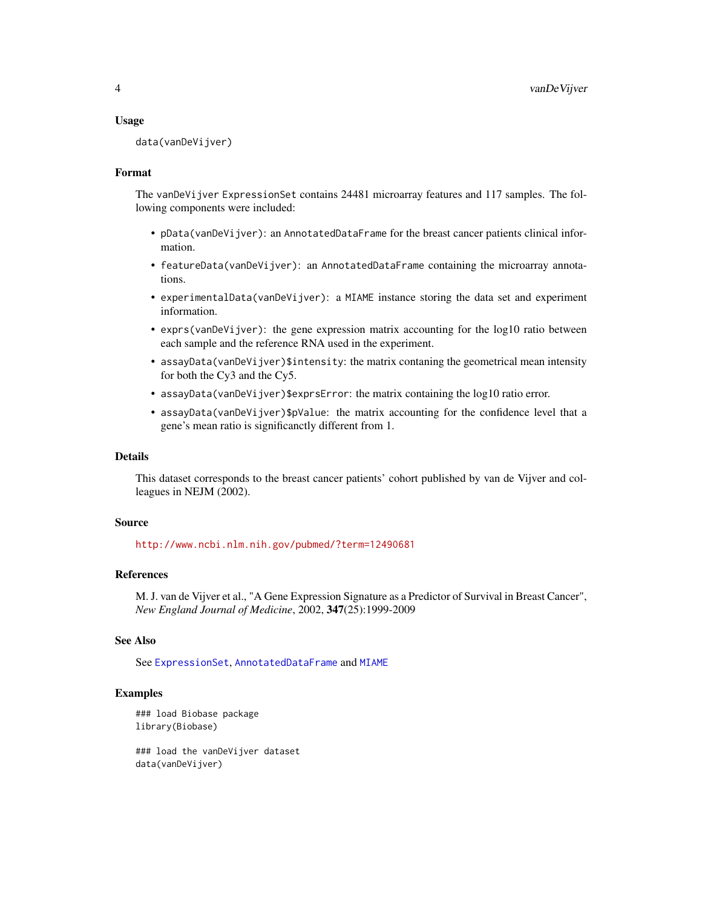## Usage

```
data(vanDeVijver)
```

## Format

The `vanDeVijver` `ExpressionSet` contains 24481 microarray features and 117 samples. The following components were included:

- `pData(vanDeVijver)`: an `AnnotatedDataFrame` for the breast cancer patients clinical information.
- `featureData(vanDeVijver)`: an `AnnotatedDataFrame` containing the microarray annotations.
- `experimentalData(vanDeVijver)`: a `MIAME` instance storing the data set and experiment information.
- `exprs(vanDeVijver)`: the gene expression matrix accounting for the log10 ratio between each sample and the reference RNA used in the experiment.
- `assayData(vanDeVijver)$intensity`: the matrix contaning the geometrical mean intensity for both the Cy3 and the Cy5.
- `assayData(vanDeVijver)$exprsError`: the matrix containing the log10 ratio error.
- `assayData(vanDeVijver)$pValue`: the matrix accounting for the confidence level that a gene's mean ratio is significanctly different from 1.

## Details

This dataset corresponds to the breast cancer patients' cohort published by van de Vijver and colleagues in NEJM (2002).

## Source

http://www.ncbi.nlm.nih.gov/pubmed/?term=12490681

## References

M. J. van de Vijver et al., "A Gene Expression Signature as a Predictor of Survival in Breast Cancer", *New England Journal of Medicine*, 2002, **347**(25):1999-2009

## See Also

See `ExpressionSet`, `AnnotatedDataFrame` and `MIAME`

## Examples

```
### load Biobase package
library(Biobase)

### load the vanDeVijver dataset
data(vanDeVijver)
```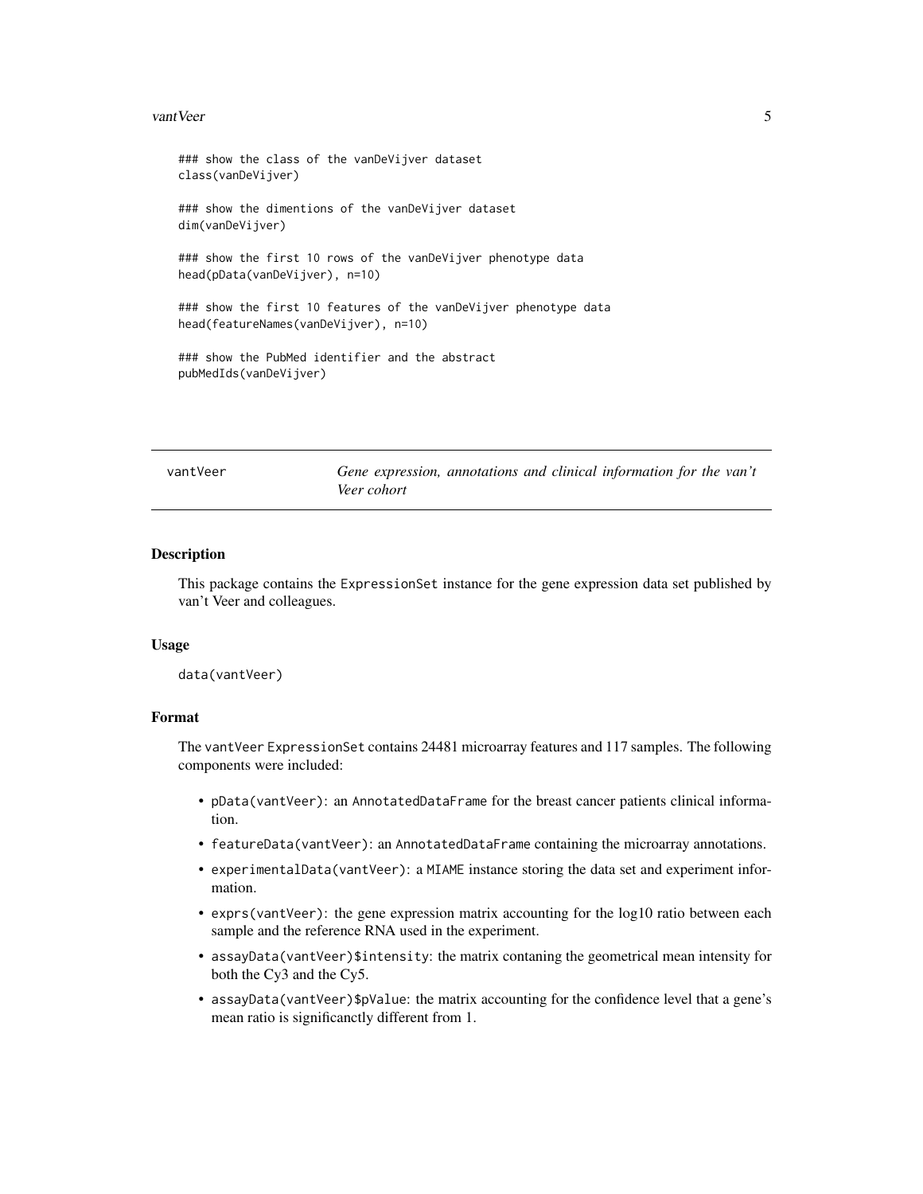```
### show the class of the vanDeVijver dataset
class(vanDeVijver)

### show the dimentions of the vanDeVijver dataset
dim(vanDeVijver)

### show the first 10 rows of the vanDeVijver phenotype data
head(pData(vanDeVijver), n=10)

### show the first 10 features of the vanDeVijver phenotype data
head(featureNames(vanDeVijver), n=10)

### show the PubMed identifier and the abstract
pubMedIds(vanDeVijver)
```

---

## vantVeer — *Gene expression, annotations and clinical information for the van't Veer cohort*

---

### Description

This package contains the `ExpressionSet` instance for the gene expression data set published by van't Veer and colleagues.

### Usage

```
data(vantVeer)
```

### Format

The `vantVeer` `ExpressionSet` contains 24481 microarray features and 117 samples. The following components were included:

- `pData(vantVeer)`: an `AnnotatedDataFrame` for the breast cancer patients clinical information.
- `featureData(vantVeer)`: an `AnnotatedDataFrame` containing the microarray annotations.
- `experimentalData(vantVeer)`: a `MIAME` instance storing the data set and experiment information.
- `exprs(vantVeer)`: the gene expression matrix accounting for the log10 ratio between each sample and the reference RNA used in the experiment.
- `assayData(vantVeer)$intensity`: the matrix contaning the geometrical mean intensity for both the Cy3 and the Cy5.
- `assayData(vantVeer)$pValue`: the matrix accounting for the confidence level that a gene's mean ratio is significanctly different from 1.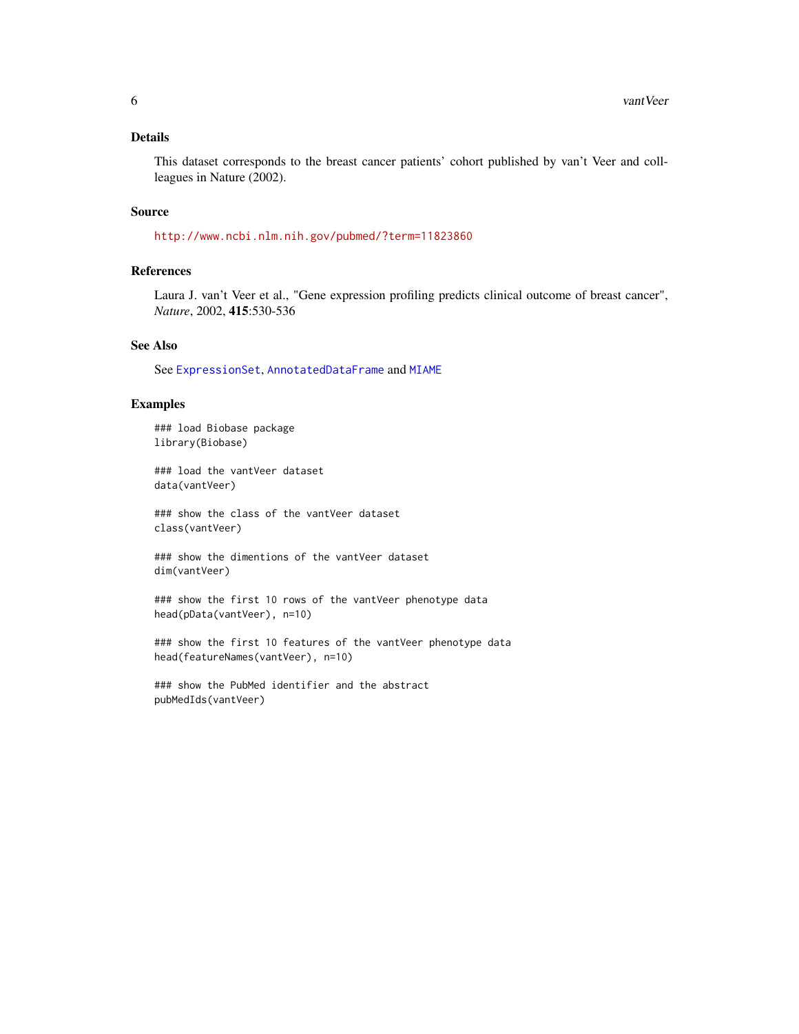## Details

This dataset corresponds to the breast cancer patients' cohort published by van't Veer and coll-leagues in Nature (2002).

## Source

http://www.ncbi.nlm.nih.gov/pubmed/?term=11823860

## References

Laura J. van't Veer et al., "Gene expression profiling predicts clinical outcome of breast cancer", *Nature*, 2002, **415**:530-536

## See Also

See ExpressionSet, AnnotatedDataFrame and MIAME

## Examples

```
### load Biobase package
library(Biobase)

### load the vantVeer dataset
data(vantVeer)

### show the class of the vantVeer dataset
class(vantVeer)

### show the dimentions of the vantVeer dataset
dim(vantVeer)

### show the first 10 rows of the vantVeer phenotype data
head(pData(vantVeer), n=10)

### show the first 10 features of the vantVeer phenotype data
head(featureNames(vantVeer), n=10)

### show the PubMed identifier and the abstract
pubMedIds(vantVeer)
```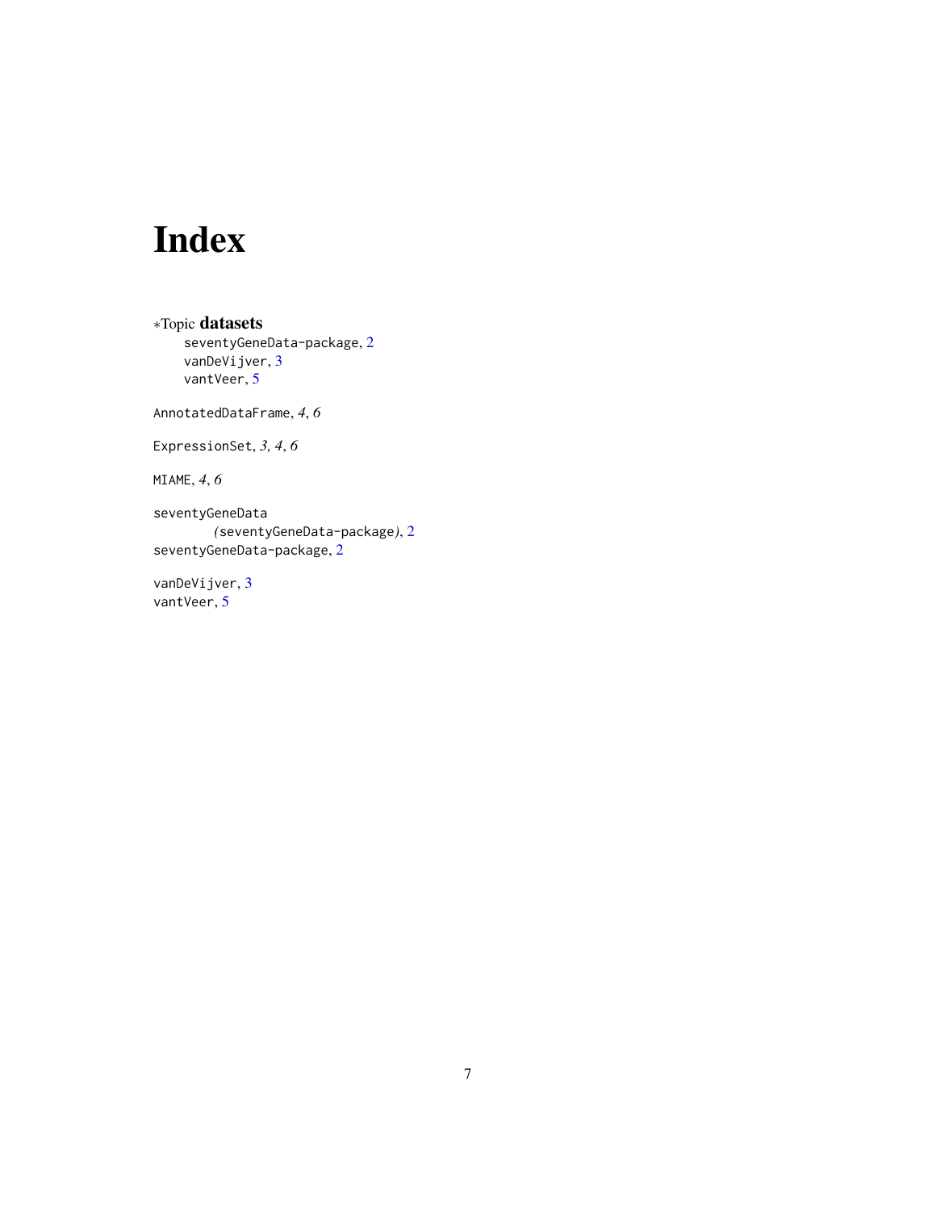# Index

∗Topic **datasets**

seventyGeneData-package, 2
vanDeVijver, 3
vantVeer, 5

AnnotatedDataFrame, *4*, *6*

ExpressionSet, *3, 4*, *6*

MIAME, *4*, *6*

seventyGeneData
*(*seventyGeneData-package*)*, 2
seventyGeneData-package, 2

vanDeVijver, 3
vantVeer, 5